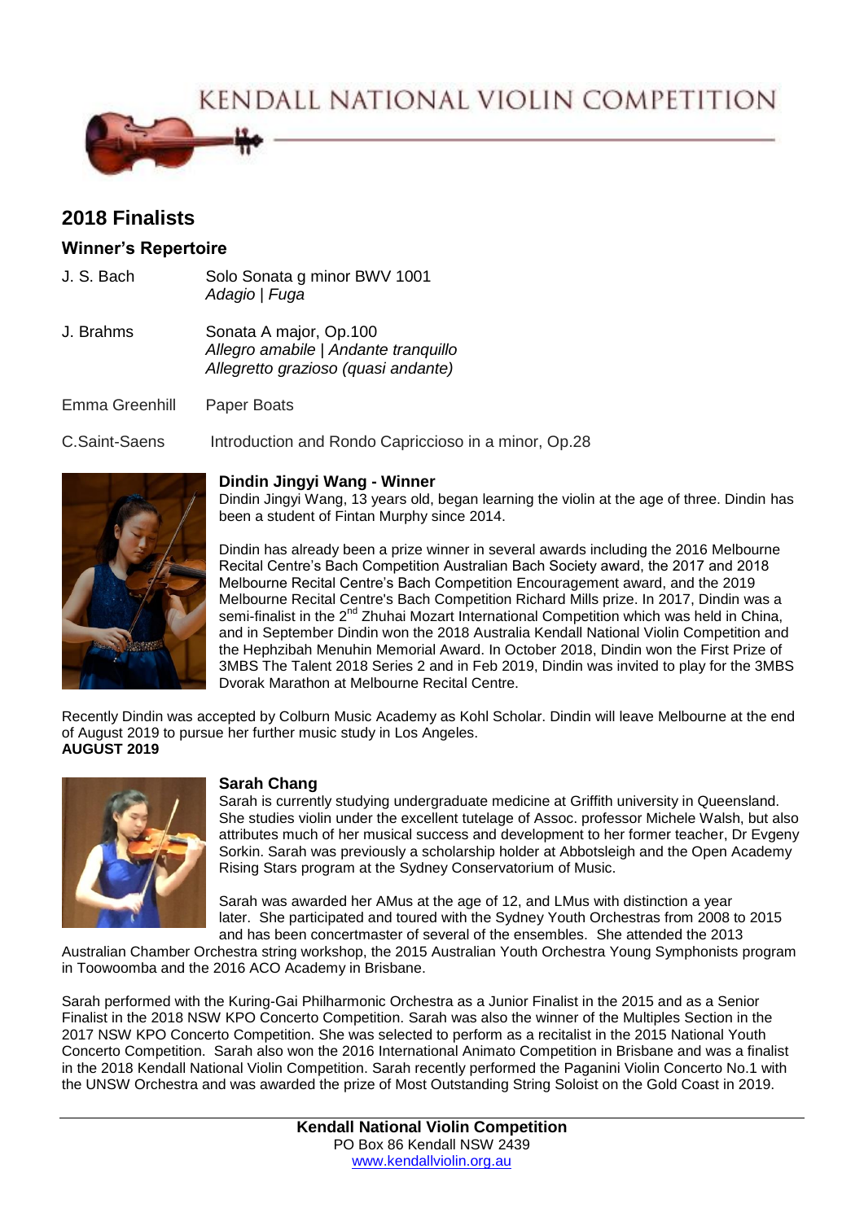# KENDALL NATIONAL VIOLIN COMPETITION

## 2018 Finalists

### Winner's Repertoire

| | |
|---|---|
| J. S. Bach | Solo Sonata g minor BWV 1001<br>*Adagio \| Fuga* |
| J. Brahms | Sonata A major, Op.100<br>*Allegro amabile \| Andante tranquillo*<br>*Allegretto grazioso (quasi andante)* |
| Emma Greenhill | Paper Boats |
| C.Saint-Saens | Introduction and Rondo Capriccioso in a minor, Op.28 |

**Dindin Jingyi Wang - Winner**

Dindin Jingyi Wang, 13 years old, began learning the violin at the age of three. Dindin has been a student of Fintan Murphy since 2014.

Dindin has already been a prize winner in several awards including the 2016 Melbourne Recital Centre's Bach Competition Australian Bach Society award, the 2017 and 2018 Melbourne Recital Centre's Bach Competition Encouragement award, and the 2019 Melbourne Recital Centre's Bach Competition Richard Mills prize. In 2017, Dindin was a semi-finalist in the 2nd Zhuhai Mozart International Competition which was held in China, and in September Dindin won the 2018 Australia Kendall National Violin Competition and the Hephzibah Menuhin Memorial Award. In October 2018, Dindin won the First Prize of 3MBS The Talent 2018 Series 2 and in Feb 2019, Dindin was invited to play for the 3MBS Dvorak Marathon at Melbourne Recital Centre.

Recently Dindin was accepted by Colburn Music Academy as Kohl Scholar. Dindin will leave Melbourne at the end of August 2019 to pursue her further music study in Los Angeles.
**AUGUST 2019**

**Sarah Chang**

Sarah is currently studying undergraduate medicine at Griffith university in Queensland. She studies violin under the excellent tutelage of Assoc. professor Michele Walsh, but also attributes much of her musical success and development to her former teacher, Dr Evgeny Sorkin. Sarah was previously a scholarship holder at Abbotsleigh and the Open Academy Rising Stars program at the Sydney Conservatorium of Music.

Sarah was awarded her AMus at the age of 12, and LMus with distinction a year later. She participated and toured with the Sydney Youth Orchestras from 2008 to 2015 and has been concertmaster of several of the ensembles. She attended the 2013 Australian Chamber Orchestra string workshop, the 2015 Australian Youth Orchestra Young Symphonists program in Toowoomba and the 2016 ACO Academy in Brisbane.

Sarah performed with the Kuring-Gai Philharmonic Orchestra as a Junior Finalist in the 2015 and as a Senior Finalist in the 2018 NSW KPO Concerto Competition. Sarah was also the winner of the Multiples Section in the 2017 NSW KPO Concerto Competition. She was selected to perform as a recitalist in the 2015 National Youth Concerto Competition. Sarah also won the 2016 International Animato Competition in Brisbane and was a finalist in the 2018 Kendall National Violin Competition. Sarah recently performed the Paganini Violin Concerto No.1 with the UNSW Orchestra and was awarded the prize of Most Outstanding String Soloist on the Gold Coast in 2019.

**Kendall National Violin Competition**
PO Box 86 Kendall NSW 2439
www.kendallviolin.org.au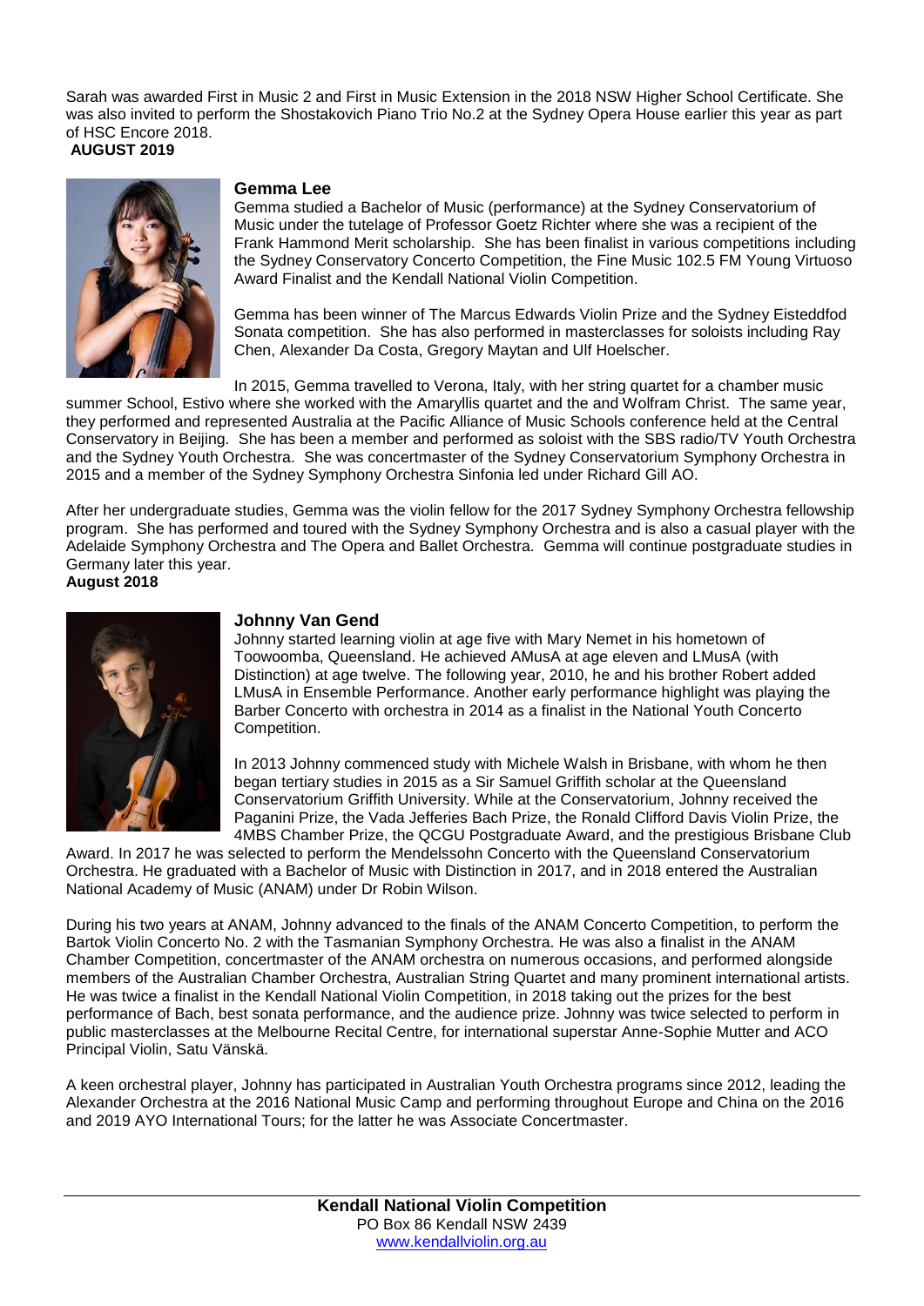Sarah was awarded First in Music 2 and First in Music Extension in the 2018 NSW Higher School Certificate. She was also invited to perform the Shostakovich Piano Trio No.2 at the Sydney Opera House earlier this year as part of HSC Encore 2018.

**AUGUST 2019**

### Gemma Lee

Gemma studied a Bachelor of Music (performance) at the Sydney Conservatorium of Music under the tutelage of Professor Goetz Richter where she was a recipient of the Frank Hammond Merit scholarship. She has been finalist in various competitions including the Sydney Conservatory Concerto Competition, the Fine Music 102.5 FM Young Virtuoso Award Finalist and the Kendall National Violin Competition.

Gemma has been winner of The Marcus Edwards Violin Prize and the Sydney Eisteddfod Sonata competition. She has also performed in masterclasses for soloists including Ray Chen, Alexander Da Costa, Gregory Maytan and Ulf Hoelscher.

In 2015, Gemma travelled to Verona, Italy, with her string quartet for a chamber music summer School, Estivo where she worked with the Amaryllis quartet and the and Wolfram Christ. The same year, they performed and represented Australia at the Pacific Alliance of Music Schools conference held at the Central Conservatory in Beijing. She has been a member and performed as soloist with the SBS radio/TV Youth Orchestra and the Sydney Youth Orchestra. She was concertmaster of the Sydney Conservatorium Symphony Orchestra in 2015 and a member of the Sydney Symphony Orchestra Sinfonia led under Richard Gill AO.

After her undergraduate studies, Gemma was the violin fellow for the 2017 Sydney Symphony Orchestra fellowship program. She has performed and toured with the Sydney Symphony Orchestra and is also a casual player with the Adelaide Symphony Orchestra and The Opera and Ballet Orchestra. Gemma will continue postgraduate studies in Germany later this year.

**August 2018**

### Johnny Van Gend

Johnny started learning violin at age five with Mary Nemet in his hometown of Toowoomba, Queensland. He achieved AMusA at age eleven and LMusA (with Distinction) at age twelve. The following year, 2010, he and his brother Robert added LMusA in Ensemble Performance. Another early performance highlight was playing the Barber Concerto with orchestra in 2014 as a finalist in the National Youth Concerto Competition.

In 2013 Johnny commenced study with Michele Walsh in Brisbane, with whom he then began tertiary studies in 2015 as a Sir Samuel Griffith scholar at the Queensland Conservatorium Griffith University. While at the Conservatorium, Johnny received the Paganini Prize, the Vada Jefferies Bach Prize, the Ronald Clifford Davis Violin Prize, the 4MBS Chamber Prize, the QCGU Postgraduate Award, and the prestigious Brisbane Club Award. In 2017 he was selected to perform the Mendelssohn Concerto with the Queensland Conservatorium Orchestra. He graduated with a Bachelor of Music with Distinction in 2017, and in 2018 entered the Australian National Academy of Music (ANAM) under Dr Robin Wilson.

During his two years at ANAM, Johnny advanced to the finals of the ANAM Concerto Competition, to perform the Bartok Violin Concerto No. 2 with the Tasmanian Symphony Orchestra. He was also a finalist in the ANAM Chamber Competition, concertmaster of the ANAM orchestra on numerous occasions, and performed alongside members of the Australian Chamber Orchestra, Australian String Quartet and many prominent international artists. He was twice a finalist in the Kendall National Violin Competition, in 2018 taking out the prizes for the best performance of Bach, best sonata performance, and the audience prize. Johnny was twice selected to perform in public masterclasses at the Melbourne Recital Centre, for international superstar Anne-Sophie Mutter and ACO Principal Violin, Satu Vänskä.

A keen orchestral player, Johnny has participated in Australian Youth Orchestra programs since 2012, leading the Alexander Orchestra at the 2016 National Music Camp and performing throughout Europe and China on the 2016 and 2019 AYO International Tours; for the latter he was Associate Concertmaster.

**Kendall National Violin Competition**
PO Box 86 Kendall NSW 2439
www.kendallviolin.org.au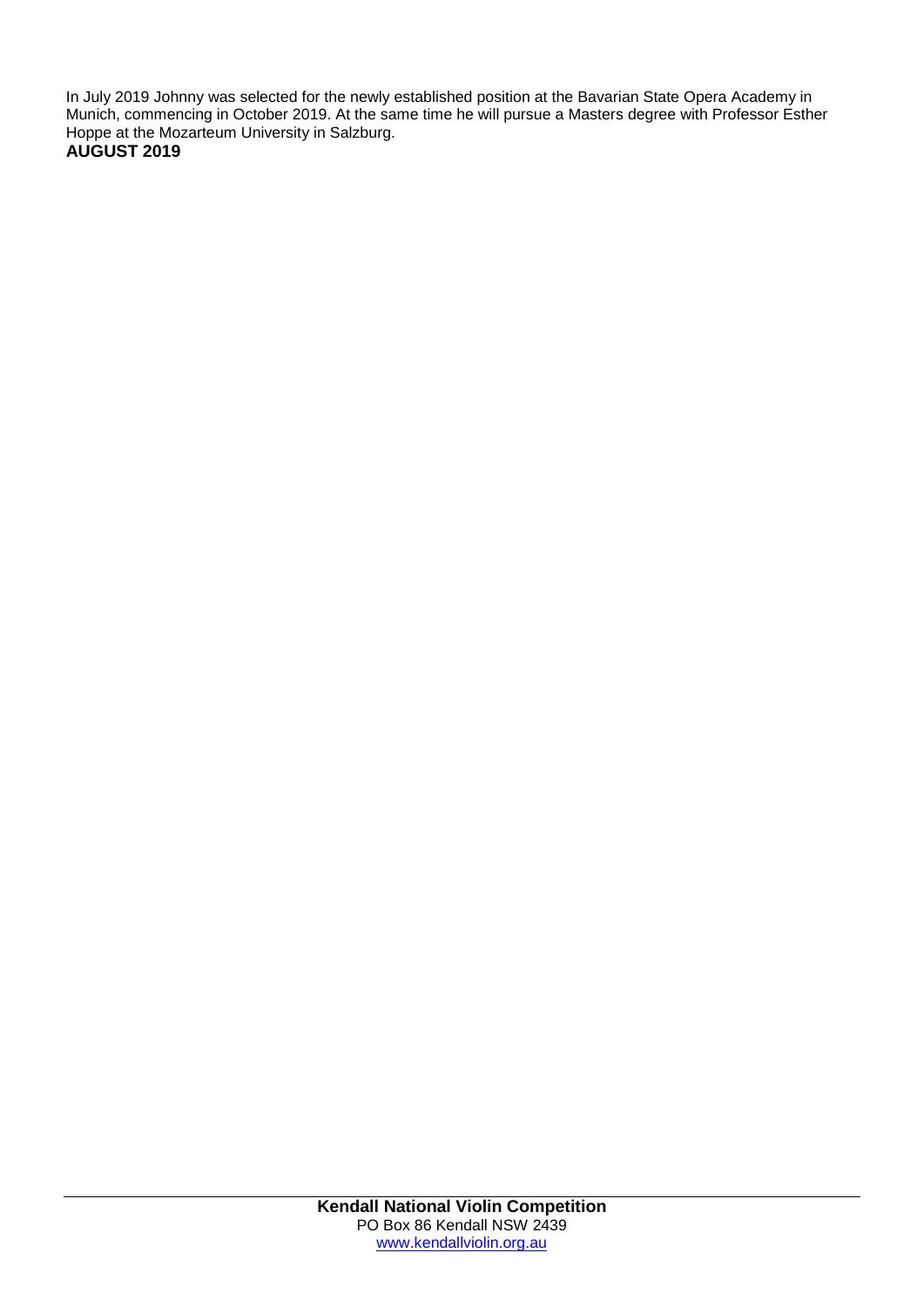In July 2019 Johnny was selected for the newly established position at the Bavarian State Opera Academy in Munich, commencing in October 2019. At the same time he will pursue a Masters degree with Professor Esther Hoppe at the Mozarteum University in Salzburg.

**AUGUST 2019**